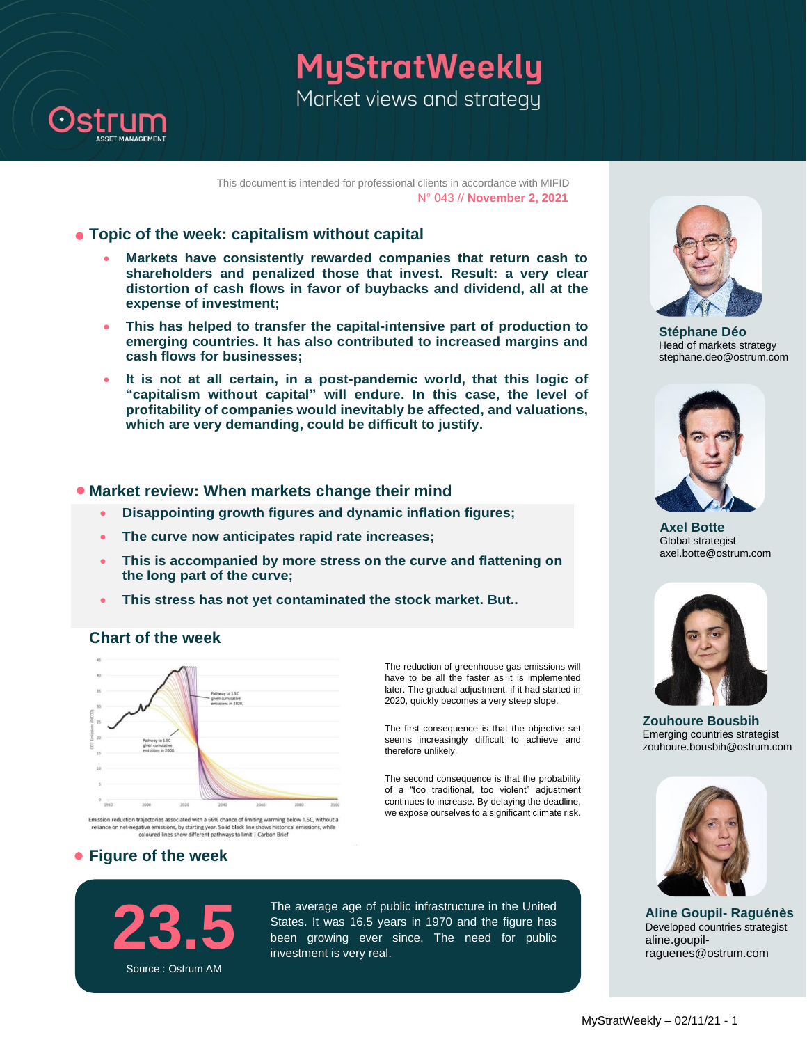# MyStratWeekly

Market views and strategy

Ostrum ASSET MANAGEMENT

This document is intended for professional clients in accordance with MIFID

N° 043 // **November 2, 2021**

## Topic of the week: capitalism without capital

- **Markets have consistently rewarded companies that return cash to shareholders and penalized those that invest. Result: a very clear distortion of cash flows in favor of buybacks and dividend, all at the expense of investment;**
- **This has helped to transfer the capital-intensive part of production to emerging countries. It has also contributed to increased margins and cash flows for businesses;**
- **It is not at all certain, in a post-pandemic world, that this logic of "capitalism without capital" will endure. In this case, the level of profitability of companies would inevitably be affected, and valuations, which are very demanding, could be difficult to justify.**

## Market review: When markets change their mind

- **Disappointing growth figures and dynamic inflation figures;**
- **The curve now anticipates rapid rate increases;**
- **This is accompanied by more stress on the curve and flattening on the long part of the curve;**
- **This stress has not yet contaminated the stock market. But..**

## Chart of the week

Emission reduction trajectories associated with a 66% chance of limiting warming below 1.5C, without a reliance on net-negative emissions, by starting year. Solid black line shows historical emissions, while coloured lines show different pathways to limit | Carbon Brief

The reduction of greenhouse gas emissions will have to be all the faster as it is implemented later. The gradual adjustment, if it had started in 2020, quickly becomes a very steep slope.

The first consequence is that the objective set seems increasingly difficult to achieve and therefore unlikely.

The second consequence is that the probability of a "too traditional, too violent" adjustment continues to increase. By delaying the deadline, we expose ourselves to a significant climate risk.

## Figure of the week

**23.5**

Source : Ostrum AM

The average age of public infrastructure in the United States. It was 16.5 years in 1970 and the figure has been growing ever since. The need for public investment is very real.

**Stéphane Déo**
Head of markets strategy
stephane.deo@ostrum.com

**Axel Botte**
Global strategist
axel.botte@ostrum.com

**Zouhoure Bousbih**
Emerging countries strategist
zouhoure.bousbih@ostrum.com

**Aline Goupil- Raguénès**
Developed countries strategist
aline.goupil-raguenes@ostrum.com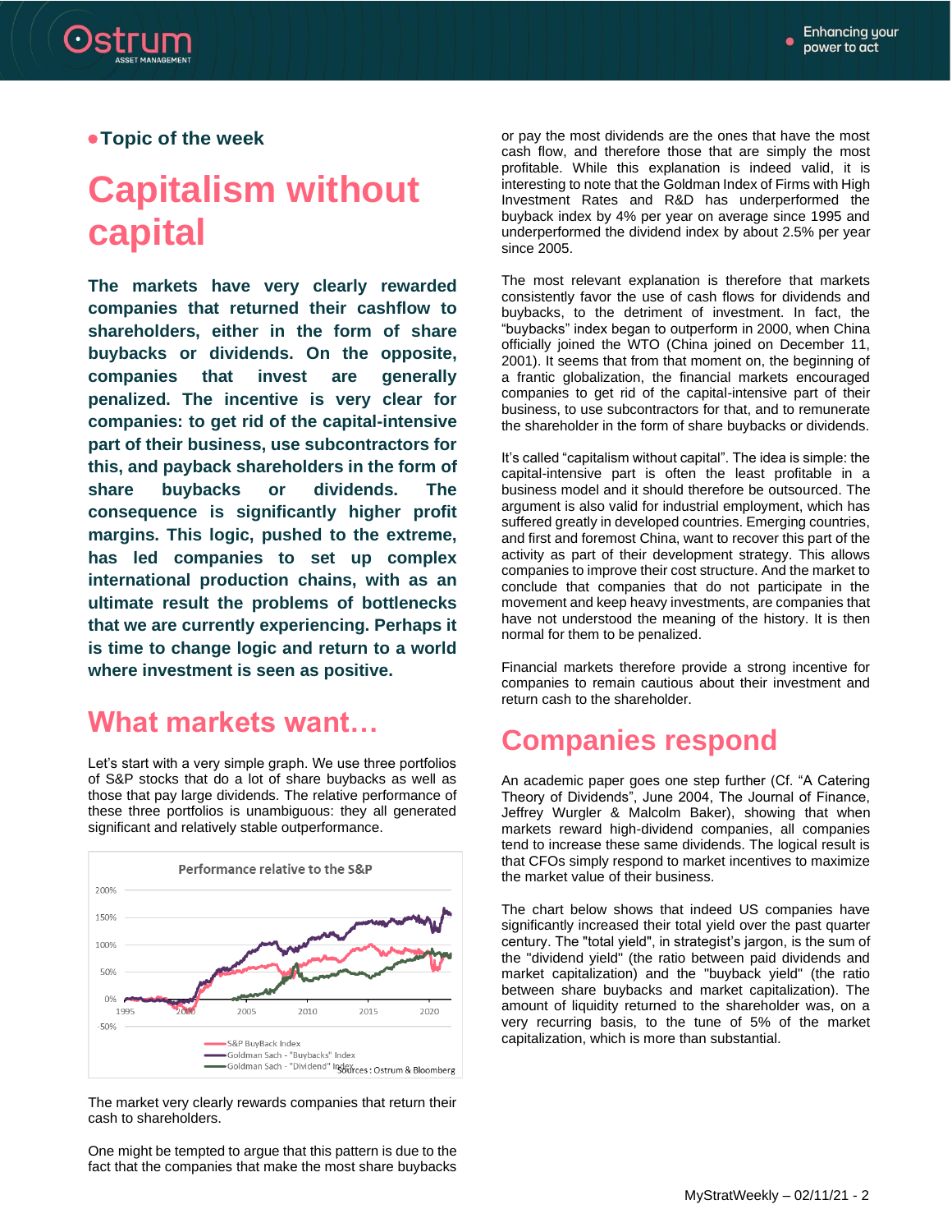● **Topic of the week**

# Capitalism without capital

**The markets have very clearly rewarded companies that returned their cashflow to shareholders, either in the form of share buybacks or dividends. On the opposite, companies that invest are generally penalized. The incentive is very clear for companies: to get rid of the capital-intensive part of their business, use subcontractors for this, and payback shareholders in the form of share buybacks or dividends. The consequence is significantly higher profit margins. This logic, pushed to the extreme, has led companies to set up complex international production chains, with as an ultimate result the problems of bottlenecks that we are currently experiencing. Perhaps it is time to change logic and return to a world where investment is seen as positive.**

## What markets want…

Let's start with a very simple graph. We use three portfolios of S&P stocks that do a lot of share buybacks as well as those that pay large dividends. The relative performance of these three portfolios is unambiguous: they all generated significant and relatively stable outperformance.

The market very clearly rewards companies that return their cash to shareholders.

One might be tempted to argue that this pattern is due to the fact that the companies that make the most share buybacks or pay the most dividends are the ones that have the most cash flow, and therefore those that are simply the most profitable. While this explanation is indeed valid, it is interesting to note that the Goldman Index of Firms with High Investment Rates and R&D has underperformed the buyback index by 4% per year on average since 1995 and underperformed the dividend index by about 2.5% per year since 2005.

The most relevant explanation is therefore that markets consistently favor the use of cash flows for dividends and buybacks, to the detriment of investment. In fact, the "buybacks" index began to outperform in 2000, when China officially joined the WTO (China joined on December 11, 2001). It seems that from that moment on, the beginning of a frantic globalization, the financial markets encouraged companies to get rid of the capital-intensive part of their business, to use subcontractors for that, and to remunerate the shareholder in the form of share buybacks or dividends.

It's called "capitalism without capital". The idea is simple: the capital-intensive part is often the least profitable in a business model and it should therefore be outsourced. The argument is also valid for industrial employment, which has suffered greatly in developed countries. Emerging countries, and first and foremost China, want to recover this part of the activity as part of their development strategy. This allows companies to improve their cost structure. And the market to conclude that companies that do not participate in the movement and keep heavy investments, are companies that have not understood the meaning of the history. It is then normal for them to be penalized.

Financial markets therefore provide a strong incentive for companies to remain cautious about their investment and return cash to the shareholder.

## Companies respond

An academic paper goes one step further (Cf. "A Catering Theory of Dividends", June 2004, The Journal of Finance, Jeffrey Wurgler & Malcolm Baker), showing that when markets reward high-dividend companies, all companies tend to increase these same dividends. The logical result is that CFOs simply respond to market incentives to maximize the market value of their business.

The chart below shows that indeed US companies have significantly increased their total yield over the past quarter century. The "total yield", in strategist's jargon, is the sum of the "dividend yield" (the ratio between paid dividends and market capitalization) and the "buyback yield" (the ratio between share buybacks and market capitalization). The amount of liquidity returned to the shareholder was, on a very recurring basis, to the tune of 5% of the market capitalization, which is more than substantial.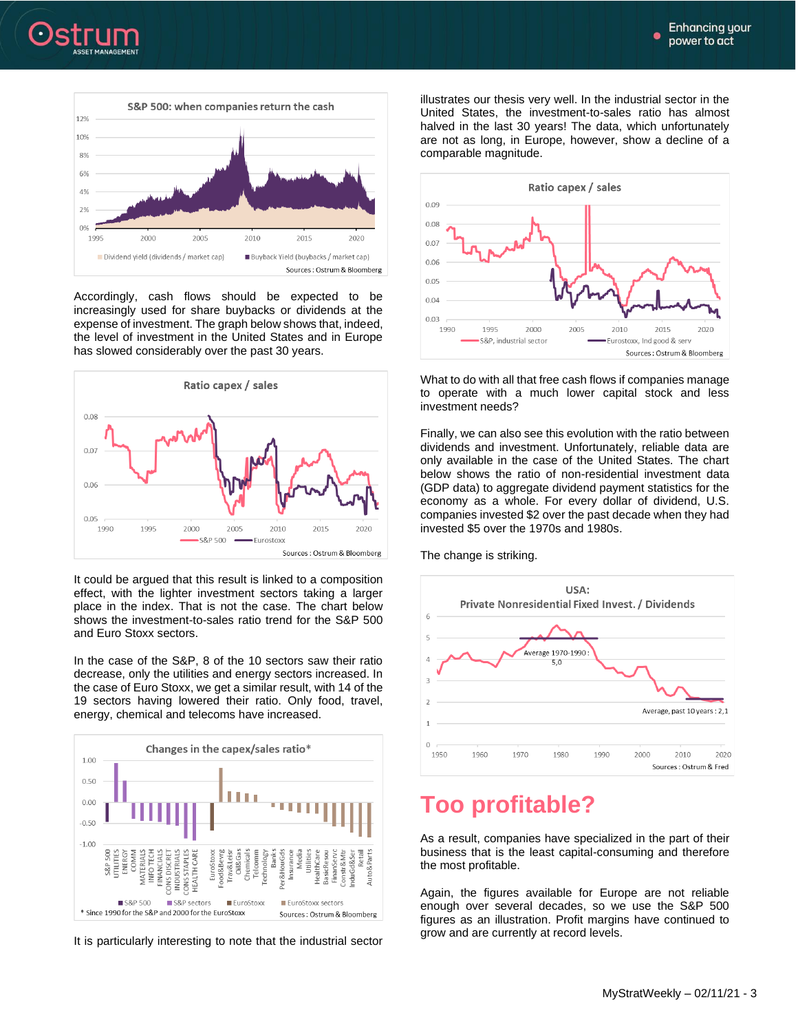Accordingly, cash flows should be expected to be increasingly used for share buybacks or dividends at the expense of investment. The graph below shows that, indeed, the level of investment in the United States and in Europe has slowed considerably over the past 30 years.

It could be argued that this result is linked to a composition effect, with the lighter investment sectors taking a larger place in the index. That is not the case. The chart below shows the investment-to-sales ratio trend for the S&P 500 and Euro Stoxx sectors.

In the case of the S&P, 8 of the 10 sectors saw their ratio decrease, only the utilities and energy sectors increased. In the case of Euro Stoxx, we get a similar result, with 14 of the 19 sectors having lowered their ratio. Only food, travel, energy, chemical and telecoms have increased.

It is particularly interesting to note that the industrial sector illustrates our thesis very well. In the industrial sector in the United States, the investment-to-sales ratio has almost halved in the last 30 years! The data, which unfortunately are not as long, in Europe, however, show a decline of a comparable magnitude.

What to do with all that free cash flows if companies manage to operate with a much lower capital stock and less investment needs?

Finally, we can also see this evolution with the ratio between dividends and investment. Unfortunately, reliable data are only available in the case of the United States. The chart below shows the ratio of non-residential investment data (GDP data) to aggregate dividend payment statistics for the economy as a whole. For every dollar of dividend, U.S. companies invested $2 over the past decade when they had invested $5 over the 1970s and 1980s.

The change is striking.

# Too profitable?

As a result, companies have specialized in the part of their business that is the least capital-consuming and therefore the most profitable.

Again, the figures available for Europe are not reliable enough over several decades, so we use the S&P 500 figures as an illustration. Profit margins have continued to grow and are currently at record levels.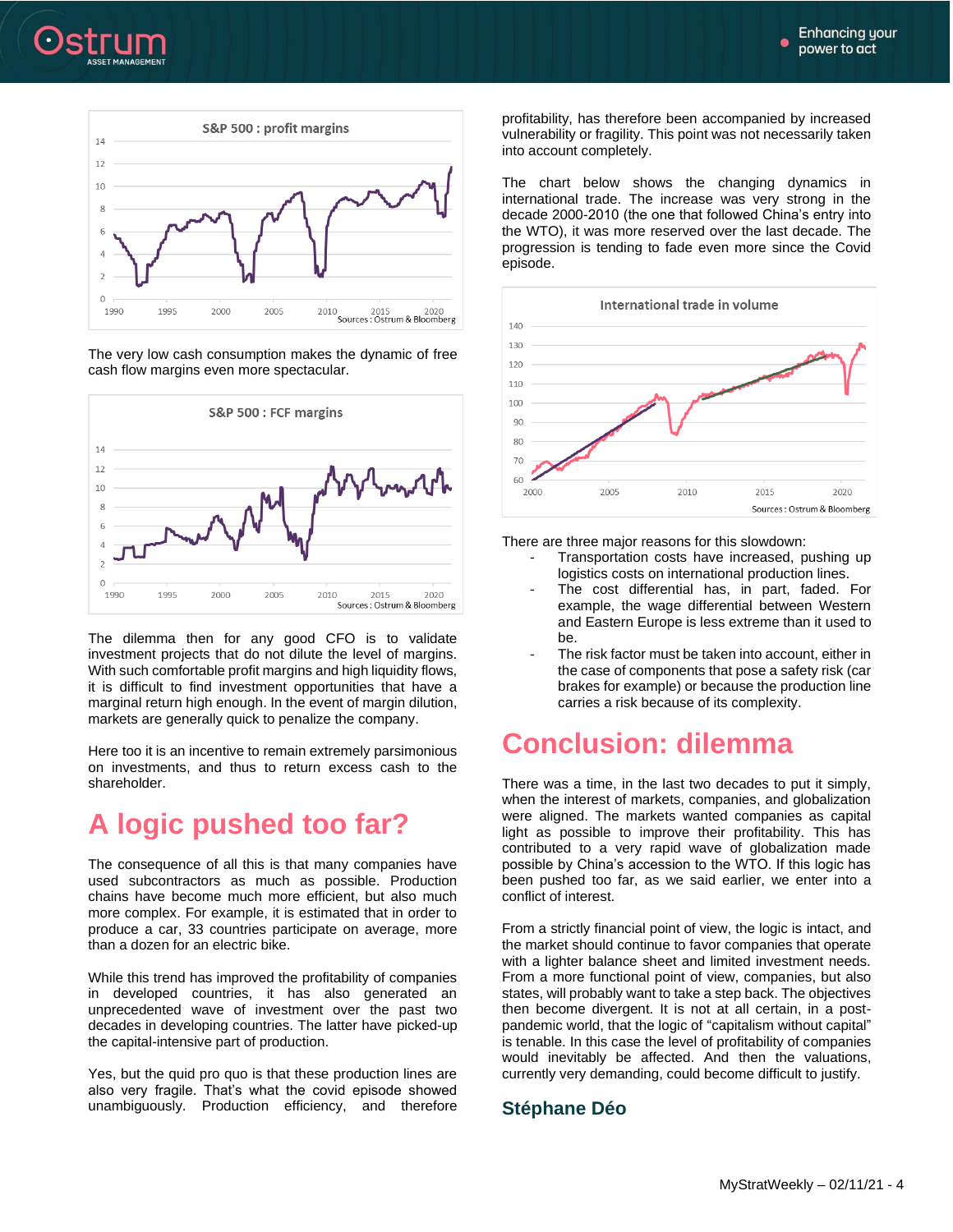The very low cash consumption makes the dynamic of free cash flow margins even more spectacular.

The dilemma then for any good CFO is to validate investment projects that do not dilute the level of margins. With such comfortable profit margins and high liquidity flows, it is difficult to find investment opportunities that have a marginal return high enough. In the event of margin dilution, markets are generally quick to penalize the company.

Here too it is an incentive to remain extremely parsimonious on investments, and thus to return excess cash to the shareholder.

# A logic pushed too far?

The consequence of all this is that many companies have used subcontractors as much as possible. Production chains have become much more efficient, but also much more complex. For example, it is estimated that in order to produce a car, 33 countries participate on average, more than a dozen for an electric bike.

While this trend has improved the profitability of companies in developed countries, it has also generated an unprecedented wave of investment over the past two decades in developing countries. The latter have picked-up the capital-intensive part of production.

Yes, but the quid pro quo is that these production lines are also very fragile. That's what the covid episode showed unambiguously. Production efficiency, and therefore profitability, has therefore been accompanied by increased vulnerability or fragility. This point was not necessarily taken into account completely.

The chart below shows the changing dynamics in international trade. The increase was very strong in the decade 2000-2010 (the one that followed China's entry into the WTO), it was more reserved over the last decade. The progression is tending to fade even more since the Covid episode.

There are three major reasons for this slowdown:

- Transportation costs have increased, pushing up logistics costs on international production lines.
- The cost differential has, in part, faded. For example, the wage differential between Western and Eastern Europe is less extreme than it used to be.
- The risk factor must be taken into account, either in the case of components that pose a safety risk (car brakes for example) or because the production line carries a risk because of its complexity.

# Conclusion: dilemma

There was a time, in the last two decades to put it simply, when the interest of markets, companies, and globalization were aligned. The markets wanted companies as capital light as possible to improve their profitability. This has contributed to a very rapid wave of globalization made possible by China's accession to the WTO. If this logic has been pushed too far, as we said earlier, we enter into a conflict of interest.

From a strictly financial point of view, the logic is intact, and the market should continue to favor companies that operate with a lighter balance sheet and limited investment needs. From a more functional point of view, companies, but also states, will probably want to take a step back. The objectives then become divergent. It is not at all certain, in a post-pandemic world, that the logic of "capitalism without capital" is tenable. In this case the level of profitability of companies would inevitably be affected. And then the valuations, currently very demanding, could become difficult to justify.

## Stéphane Déo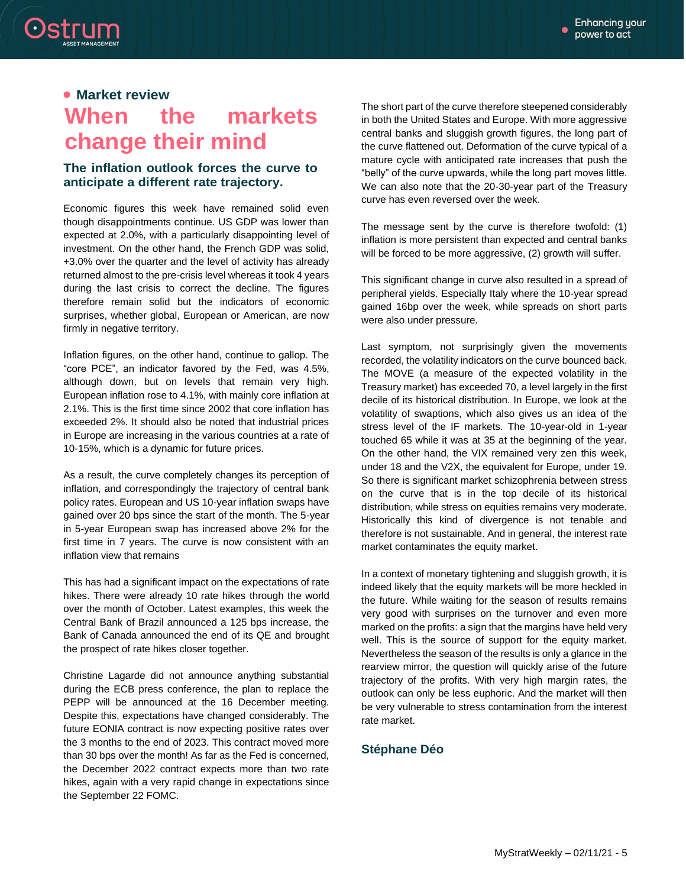## Market review

# When the markets change their mind

### The inflation outlook forces the curve to anticipate a different rate trajectory.

Economic figures this week have remained solid even though disappointments continue. US GDP was lower than expected at 2.0%, with a particularly disappointing level of investment. On the other hand, the French GDP was solid, +3.0% over the quarter and the level of activity has already returned almost to the pre-crisis level whereas it took 4 years during the last crisis to correct the decline. The figures therefore remain solid but the indicators of economic surprises, whether global, European or American, are now firmly in negative territory.

Inflation figures, on the other hand, continue to gallop. The "core PCE", an indicator favored by the Fed, was 4.5%, although down, but on levels that remain very high. European inflation rose to 4.1%, with mainly core inflation at 2.1%. This is the first time since 2002 that core inflation has exceeded 2%. It should also be noted that industrial prices in Europe are increasing in the various countries at a rate of 10-15%, which is a dynamic for future prices.

As a result, the curve completely changes its perception of inflation, and correspondingly the trajectory of central bank policy rates. European and US 10-year inflation swaps have gained over 20 bps since the start of the month. The 5-year in 5-year European swap has increased above 2% for the first time in 7 years. The curve is now consistent with an inflation view that remains

This has had a significant impact on the expectations of rate hikes. There were already 10 rate hikes through the world over the month of October. Latest examples, this week the Central Bank of Brazil announced a 125 bps increase, the Bank of Canada announced the end of its QE and brought the prospect of rate hikes closer together.

Christine Lagarde did not announce anything substantial during the ECB press conference, the plan to replace the PEPP will be announced at the 16 December meeting. Despite this, expectations have changed considerably. The future EONIA contract is now expecting positive rates over the 3 months to the end of 2023. This contract moved more than 30 bps over the month! As far as the Fed is concerned, the December 2022 contract expects more than two rate hikes, again with a very rapid change in expectations since the September 22 FOMC.

The short part of the curve therefore steepened considerably in both the United States and Europe. With more aggressive central banks and sluggish growth figures, the long part of the curve flattened out. Deformation of the curve typical of a mature cycle with anticipated rate increases that push the "belly" of the curve upwards, while the long part moves little. We can also note that the 20-30-year part of the Treasury curve has even reversed over the week.

The message sent by the curve is therefore twofold: (1) inflation is more persistent than expected and central banks will be forced to be more aggressive, (2) growth will suffer.

This significant change in curve also resulted in a spread of peripheral yields. Especially Italy where the 10-year spread gained 16bp over the week, while spreads on short parts were also under pressure.

Last symptom, not surprisingly given the movements recorded, the volatility indicators on the curve bounced back. The MOVE (a measure of the expected volatility in the Treasury market) has exceeded 70, a level largely in the first decile of its historical distribution. In Europe, we look at the volatility of swaptions, which also gives us an idea of the stress level of the IF markets. The 10-year-old in 1-year touched 65 while it was at 35 at the beginning of the year. On the other hand, the VIX remained very zen this week, under 18 and the V2X, the equivalent for Europe, under 19. So there is significant market schizophrenia between stress on the curve that is in the top decile of its historical distribution, while stress on equities remains very moderate. Historically this kind of divergence is not tenable and therefore is not sustainable. And in general, the interest rate market contaminates the equity market.

In a context of monetary tightening and sluggish growth, it is indeed likely that the equity markets will be more heckled in the future. While waiting for the season of results remains very good with surprises on the turnover and even more marked on the profits: a sign that the margins have held very well. This is the source of support for the equity market. Nevertheless the season of the results is only a glance in the rearview mirror, the question will quickly arise of the future trajectory of the profits. With very high margin rates, the outlook can only be less euphoric. And the market will then be very vulnerable to stress contamination from the interest rate market.

**Stéphane Déo**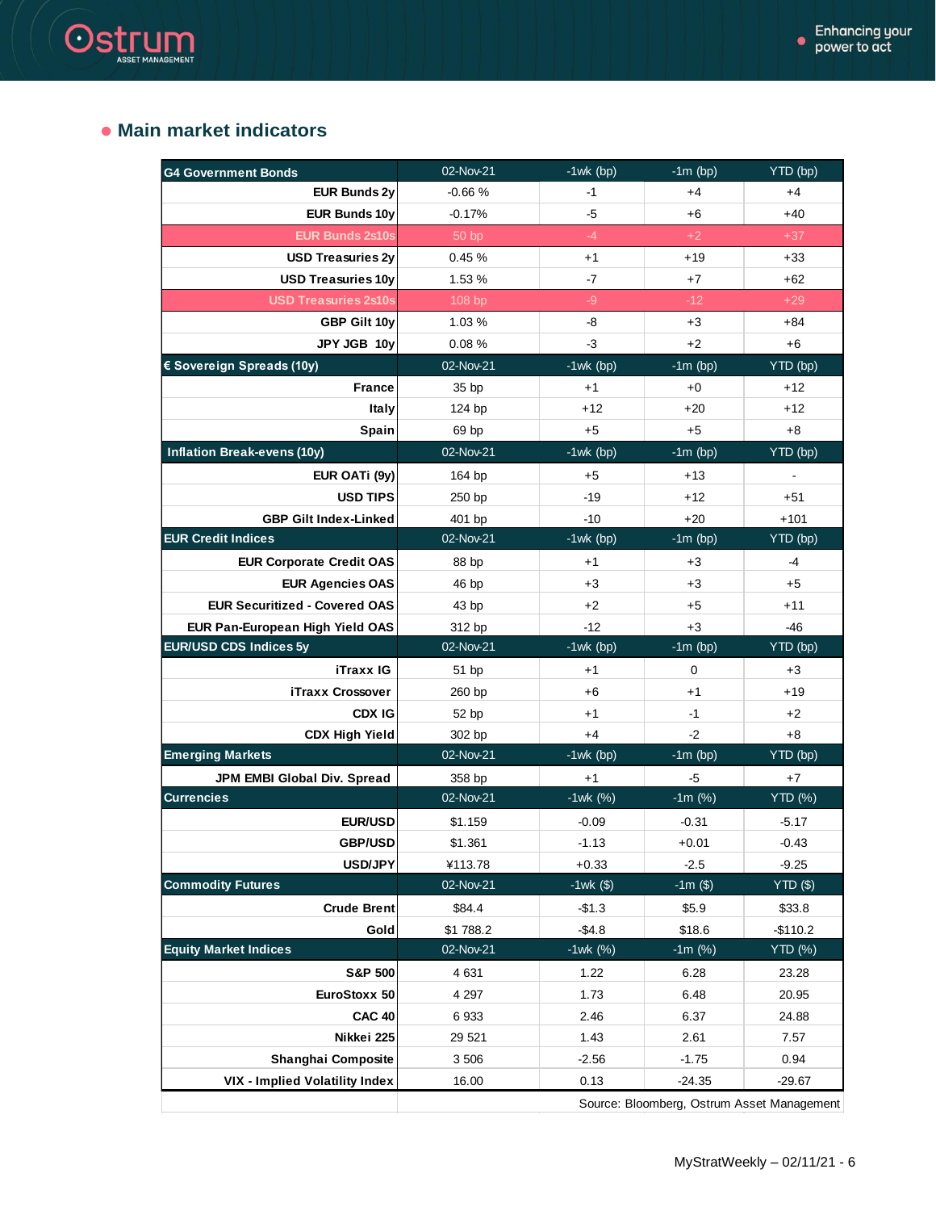## Main market indicators

| G4 Government Bonds | 02-Nov-21 | -1wk (bp) | -1m (bp) | YTD (bp) |
|---|---|---|---|---|
| EUR Bunds 2y | -0.66 % | -1 | +4 | +4 |
| EUR Bunds 10y | -0.17% | -5 | +6 | +40 |
| EUR Bunds 2s10s | 50 bp | -4 | +2 | +37 |
| USD Treasuries 2y | 0.45 % | +1 | +19 | +33 |
| USD Treasuries 10y | 1.53 % | -7 | +7 | +62 |
| USD Treasuries 2s10s | 108 bp | -9 | -12 | +29 |
| GBP Gilt 10y | 1.03 % | -8 | +3 | +84 |
| JPY JGB 10y | 0.08 % | -3 | +2 | +6 |
| **€ Sovereign Spreads (10y)** | **02-Nov-21** | **-1wk (bp)** | **-1m (bp)** | **YTD (bp)** |
| France | 35 bp | +1 | +0 | +12 |
| Italy | 124 bp | +12 | +20 | +12 |
| Spain | 69 bp | +5 | +5 | +8 |
| **Inflation Break-evens (10y)** | **02-Nov-21** | **-1wk (bp)** | **-1m (bp)** | **YTD (bp)** |
| EUR OATi (9y) | 164 bp | +5 | +13 | - |
| USD TIPS | 250 bp | -19 | +12 | +51 |
| GBP Gilt Index-Linked | 401 bp | -10 | +20 | +101 |
| **EUR Credit Indices** | **02-Nov-21** | **-1wk (bp)** | **-1m (bp)** | **YTD (bp)** |
| EUR Corporate Credit OAS | 88 bp | +1 | +3 | -4 |
| EUR Agencies OAS | 46 bp | +3 | +3 | +5 |
| EUR Securitized - Covered OAS | 43 bp | +2 | +5 | +11 |
| EUR Pan-European High Yield OAS | 312 bp | -12 | +3 | -46 |
| **EUR/USD CDS Indices 5y** | **02-Nov-21** | **-1wk (bp)** | **-1m (bp)** | **YTD (bp)** |
| iTraxx IG | 51 bp | +1 | 0 | +3 |
| iTraxx Crossover | 260 bp | +6 | +1 | +19 |
| CDX IG | 52 bp | +1 | -1 | +2 |
| CDX High Yield | 302 bp | +4 | -2 | +8 |
| **Emerging Markets** | **02-Nov-21** | **-1wk (bp)** | **-1m (bp)** | **YTD (bp)** |
| JPM EMBI Global Div. Spread | 358 bp | +1 | -5 | +7 |
| **Currencies** | **02-Nov-21** | **-1wk (%)** | **-1m (%)** | **YTD (%)** |
| EUR/USD | $1.159 | -0.09 | -0.31 | -5.17 |
| GBP/USD | $1.361 | -1.13 | +0.01 | -0.43 |
| USD/JPY | ¥113.78 | +0.33 | -2.5 | -9.25 |
| **Commodity Futures** | **02-Nov-21** | **-1wk ($)** | **-1m ($)** | **YTD ($)** |
| Crude Brent | $84.4 | -$1.3 | $5.9 | $33.8 |
| Gold | $1 788.2 | -$4.8 | $18.6 | -$110.2 |
| **Equity Market Indices** | **02-Nov-21** | **-1wk (%)** | **-1m (%)** | **YTD (%)** |
| S&P 500 | 4 631 | 1.22 | 6.28 | 23.28 |
| EuroStoxx 50 | 4 297 | 1.73 | 6.48 | 20.95 |
| CAC 40 | 6 933 | 2.46 | 6.37 | 24.88 |
| Nikkei 225 | 29 521 | 1.43 | 2.61 | 7.57 |
| Shanghai Composite | 3 506 | -2.56 | -1.75 | 0.94 |
| VIX - Implied Volatility Index | 16.00 | 0.13 | -24.35 | -29.67 |

Source: Bloomberg, Ostrum Asset Management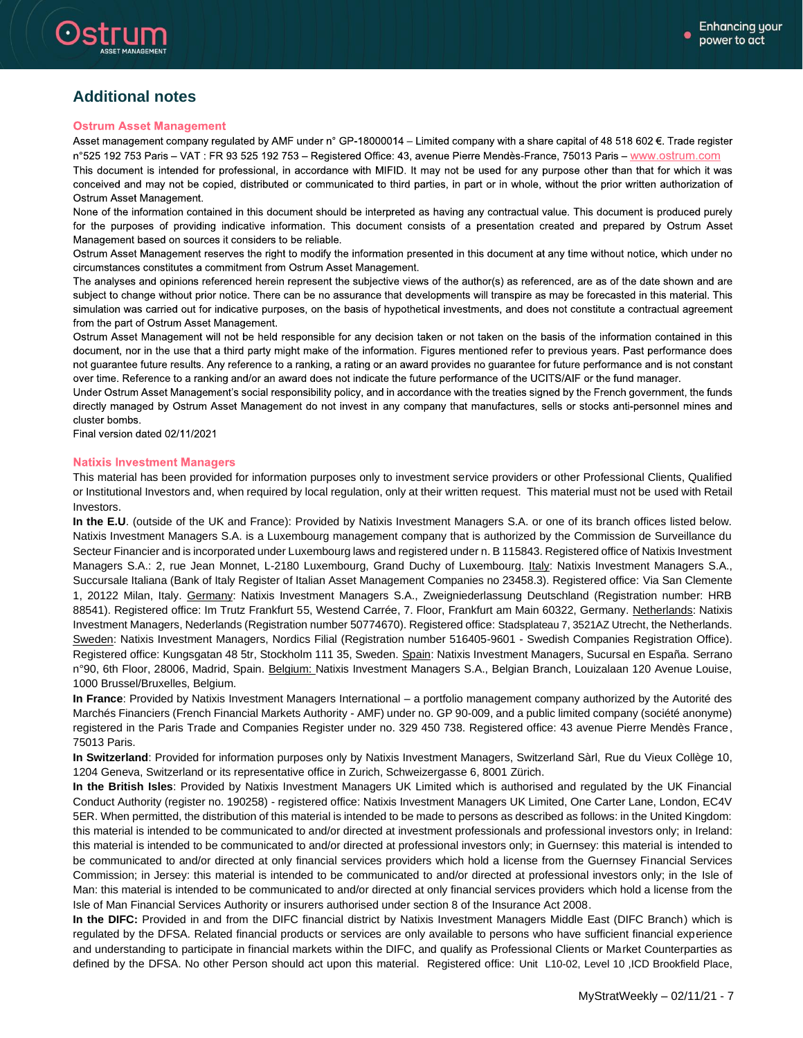## Additional notes

### Ostrum Asset Management

Asset management company regulated by AMF under n° GP-18000014 – Limited company with a share capital of 48 518 602 €. Trade register n°525 192 753 Paris – VAT : FR 93 525 192 753 – Registered Office: 43, avenue Pierre Mendès-France, 75013 Paris – www.ostrum.com

This document is intended for professional, in accordance with MIFID. It may not be used for any purpose other than that for which it was conceived and may not be copied, distributed or communicated to third parties, in part or in whole, without the prior written authorization of Ostrum Asset Management.

None of the information contained in this document should be interpreted as having any contractual value. This document is produced purely for the purposes of providing indicative information. This document consists of a presentation created and prepared by Ostrum Asset Management based on sources it considers to be reliable.

Ostrum Asset Management reserves the right to modify the information presented in this document at any time without notice, which under no circumstances constitutes a commitment from Ostrum Asset Management.

The analyses and opinions referenced herein represent the subjective views of the author(s) as referenced, are as of the date shown and are subject to change without prior notice. There can be no assurance that developments will transpire as may be forecasted in this material. This simulation was carried out for indicative purposes, on the basis of hypothetical investments, and does not constitute a contractual agreement from the part of Ostrum Asset Management.

Ostrum Asset Management will not be held responsible for any decision taken or not taken on the basis of the information contained in this document, nor in the use that a third party might make of the information. Figures mentioned refer to previous years. Past performance does not guarantee future results. Any reference to a ranking, a rating or an award provides no guarantee for future performance and is not constant over time. Reference to a ranking and/or an award does not indicate the future performance of the UCITS/AIF or the fund manager.

Under Ostrum Asset Management's social responsibility policy, and in accordance with the treaties signed by the French government, the funds directly managed by Ostrum Asset Management do not invest in any company that manufactures, sells or stocks anti-personnel mines and cluster bombs.

Final version dated 02/11/2021

### Natixis Investment Managers

This material has been provided for information purposes only to investment service providers or other Professional Clients, Qualified or Institutional Investors and, when required by local regulation, only at their written request. This material must not be used with Retail Investors.

**In the E.U**. (outside of the UK and France): Provided by Natixis Investment Managers S.A. or one of its branch offices listed below. Natixis Investment Managers S.A. is a Luxembourg management company that is authorized by the Commission de Surveillance du Secteur Financier and is incorporated under Luxembourg laws and registered under n. B 115843. Registered office of Natixis Investment Managers S.A.: 2, rue Jean Monnet, L-2180 Luxembourg, Grand Duchy of Luxembourg. Italy: Natixis Investment Managers S.A., Succursale Italiana (Bank of Italy Register of Italian Asset Management Companies no 23458.3). Registered office: Via San Clemente 1, 20122 Milan, Italy. Germany: Natixis Investment Managers S.A., Zweigniederlassung Deutschland (Registration number: HRB 88541). Registered office: Im Trutz Frankfurt 55, Westend Carrée, 7. Floor, Frankfurt am Main 60322, Germany. Netherlands: Natixis Investment Managers, Nederlands (Registration number 50774670). Registered office: Stadsplateau 7, 3521AZ Utrecht, the Netherlands. Sweden: Natixis Investment Managers, Nordics Filial (Registration number 516405-9601 - Swedish Companies Registration Office). Registered office: Kungsgatan 48 5tr, Stockholm 111 35, Sweden. Spain: Natixis Investment Managers, Sucursal en España. Serrano n°90, 6th Floor, 28006, Madrid, Spain. Belgium: Natixis Investment Managers S.A., Belgian Branch, Louizalaan 120 Avenue Louise, 1000 Brussel/Bruxelles, Belgium.

**In France**: Provided by Natixis Investment Managers International – a portfolio management company authorized by the Autorité des Marchés Financiers (French Financial Markets Authority - AMF) under no. GP 90-009, and a public limited company (société anonyme) registered in the Paris Trade and Companies Register under no. 329 450 738. Registered office: 43 avenue Pierre Mendès France, 75013 Paris.

**In Switzerland**: Provided for information purposes only by Natixis Investment Managers, Switzerland Sàrl, Rue du Vieux Collège 10, 1204 Geneva, Switzerland or its representative office in Zurich, Schweizergasse 6, 8001 Zürich.

**In the British Isles**: Provided by Natixis Investment Managers UK Limited which is authorised and regulated by the UK Financial Conduct Authority (register no. 190258) - registered office: Natixis Investment Managers UK Limited, One Carter Lane, London, EC4V 5ER. When permitted, the distribution of this material is intended to be made to persons as described as follows: in the United Kingdom: this material is intended to be communicated to and/or directed at investment professionals and professional investors only; in Ireland: this material is intended to be communicated to and/or directed at professional investors only; in Guernsey: this material is intended to be communicated to and/or directed at only financial services providers which hold a license from the Guernsey Financial Services Commission; in Jersey: this material is intended to be communicated to and/or directed at professional investors only; in the Isle of Man: this material is intended to be communicated to and/or directed at only financial services providers which hold a license from the Isle of Man Financial Services Authority or insurers authorised under section 8 of the Insurance Act 2008.

**In the DIFC:** Provided in and from the DIFC financial district by Natixis Investment Managers Middle East (DIFC Branch) which is regulated by the DFSA. Related financial products or services are only available to persons who have sufficient financial experience and understanding to participate in financial markets within the DIFC, and qualify as Professional Clients or Market Counterparties as defined by the DFSA. No other Person should act upon this material. Registered office: Unit L10-02, Level 10 ,ICD Brookfield Place,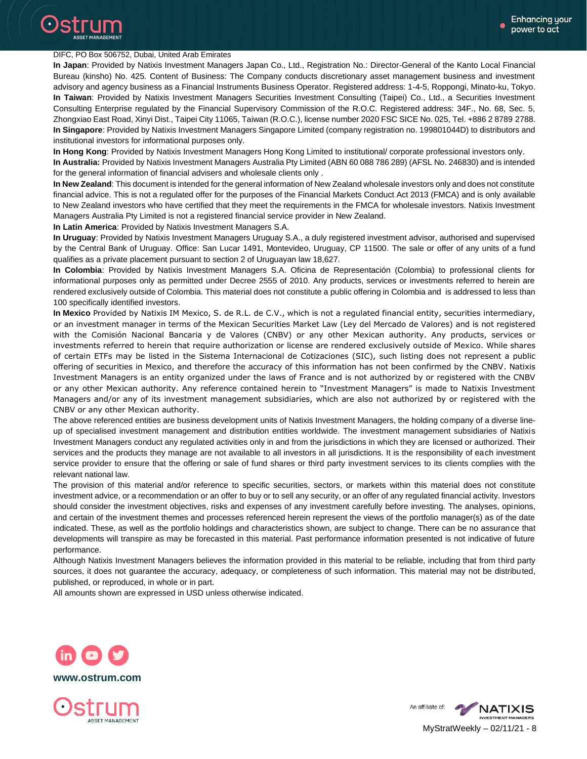DIFC, PO Box 506752, Dubai, United Arab Emirates

**In Japan**: Provided by Natixis Investment Managers Japan Co., Ltd., Registration No.: Director-General of the Kanto Local Financial Bureau (kinsho) No. 425. Content of Business: The Company conducts discretionary asset management business and investment advisory and agency business as a Financial Instruments Business Operator. Registered address: 1-4-5, Roppongi, Minato-ku, Tokyo.

**In Taiwan**: Provided by Natixis Investment Managers Securities Investment Consulting (Taipei) Co., Ltd., a Securities Investment Consulting Enterprise regulated by the Financial Supervisory Commission of the R.O.C. Registered address: 34F., No. 68, Sec. 5, Zhongxiao East Road, Xinyi Dist., Taipei City 11065, Taiwan (R.O.C.), license number 2020 FSC SICE No. 025, Tel. +886 2 8789 2788.

**In Singapore**: Provided by Natixis Investment Managers Singapore Limited (company registration no. 199801044D) to distributors and institutional investors for informational purposes only.

**In Hong Kong**: Provided by Natixis Investment Managers Hong Kong Limited to institutional/ corporate professional investors only.

**In Australia:** Provided by Natixis Investment Managers Australia Pty Limited (ABN 60 088 786 289) (AFSL No. 246830) and is intended for the general information of financial advisers and wholesale clients only .

**In New Zealand**: This document is intended for the general information of New Zealand wholesale investors only and does not constitute financial advice. This is not a regulated offer for the purposes of the Financial Markets Conduct Act 2013 (FMCA) and is only available to New Zealand investors who have certified that they meet the requirements in the FMCA for wholesale investors. Natixis Investment Managers Australia Pty Limited is not a registered financial service provider in New Zealand.

**In Latin America**: Provided by Natixis Investment Managers S.A.

**In Uruguay**: Provided by Natixis Investment Managers Uruguay S.A., a duly registered investment advisor, authorised and supervised by the Central Bank of Uruguay. Office: San Lucar 1491, Montevideo, Uruguay, CP 11500. The sale or offer of any units of a fund qualifies as a private placement pursuant to section 2 of Uruguayan law 18,627.

**In Colombia**: Provided by Natixis Investment Managers S.A. Oficina de Representación (Colombia) to professional clients for informational purposes only as permitted under Decree 2555 of 2010. Any products, services or investments referred to herein are rendered exclusively outside of Colombia. This material does not constitute a public offering in Colombia and is addressed to less than 100 specifically identified investors.

**In Mexico** Provided by Natixis IM Mexico, S. de R.L. de C.V., which is not a regulated financial entity, securities intermediary, or an investment manager in terms of the Mexican Securities Market Law (Ley del Mercado de Valores) and is not registered with the Comisión Nacional Bancaria y de Valores (CNBV) or any other Mexican authority. Any products, services or investments referred to herein that require authorization or license are rendered exclusively outside of Mexico. While shares of certain ETFs may be listed in the Sistema Internacional de Cotizaciones (SIC), such listing does not represent a public offering of securities in Mexico, and therefore the accuracy of this information has not been confirmed by the CNBV. Natixis Investment Managers is an entity organized under the laws of France and is not authorized by or registered with the CNBV or any other Mexican authority. Any reference contained herein to "Investment Managers" is made to Natixis Investment Managers and/or any of its investment management subsidiaries, which are also not authorized by or registered with the CNBV or any other Mexican authority.

The above referenced entities are business development units of Natixis Investment Managers, the holding company of a diverse line-up of specialised investment management and distribution entities worldwide. The investment management subsidiaries of Natixis Investment Managers conduct any regulated activities only in and from the jurisdictions in which they are licensed or authorized. Their services and the products they manage are not available to all investors in all jurisdictions. It is the responsibility of each investment service provider to ensure that the offering or sale of fund shares or third party investment services to its clients complies with the relevant national law.

The provision of this material and/or reference to specific securities, sectors, or markets within this material does not constitute investment advice, or a recommendation or an offer to buy or to sell any security, or an offer of any regulated financial activity. Investors should consider the investment objectives, risks and expenses of any investment carefully before investing. The analyses, opinions, and certain of the investment themes and processes referenced herein represent the views of the portfolio manager(s) as of the date indicated. These, as well as the portfolio holdings and characteristics shown, are subject to change. There can be no assurance that developments will transpire as may be forecasted in this material. Past performance information presented is not indicative of future performance.

Although Natixis Investment Managers believes the information provided in this material to be reliable, including that from third party sources, it does not guarantee the accuracy, adequacy, or completeness of such information. This material may not be distributed, published, or reproduced, in whole or in part.

All amounts shown are expressed in USD unless otherwise indicated.

**www.ostrum.com**

An affiliate of: NATIXIS INVESTMENT MANAGERS